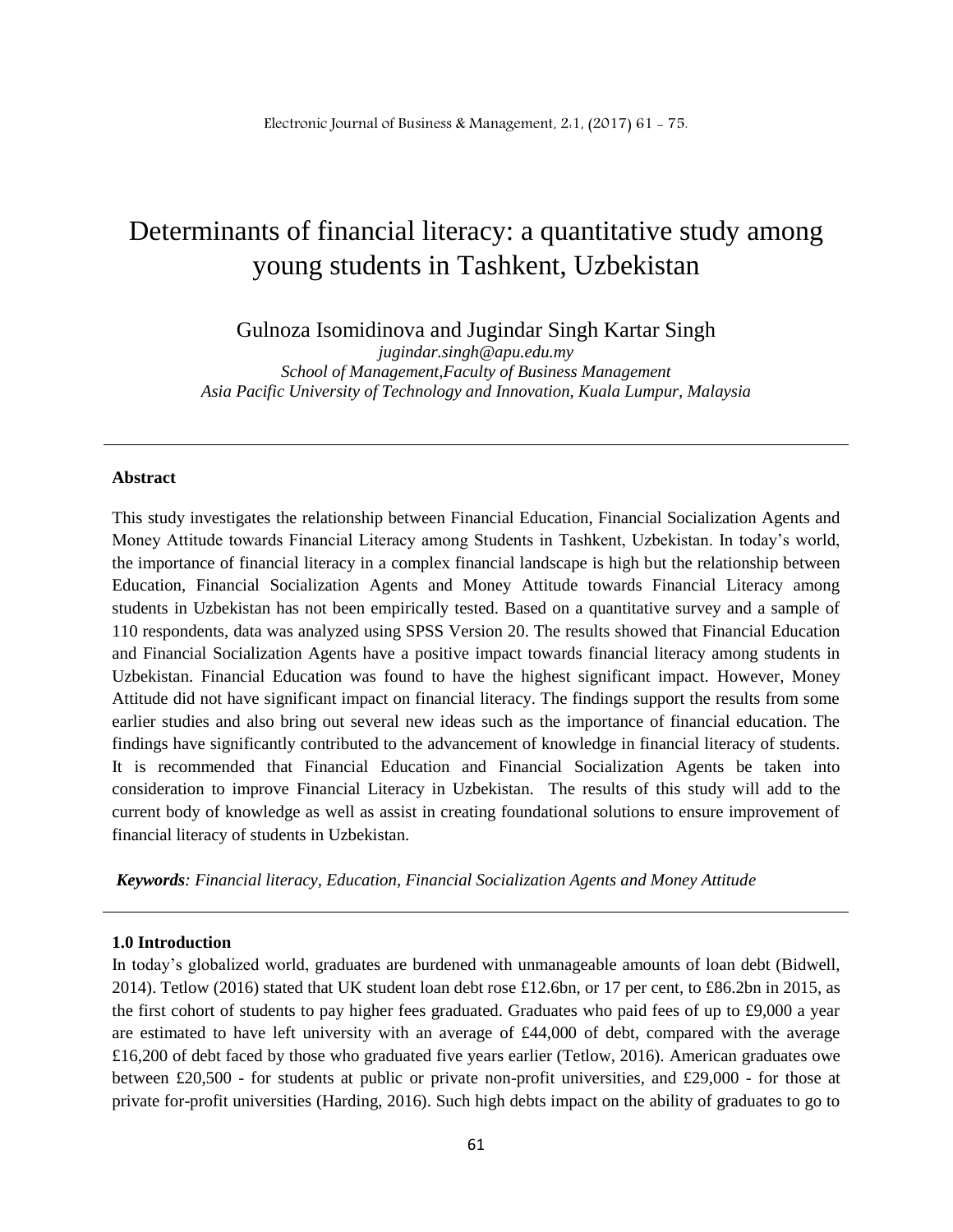# Determinants of financial literacy: a quantitative study among young students in Tashkent, Uzbekistan

Gulnoza Isomidinova and Jugindar Singh Kartar Singh

*jugindar.singh@apu.edu.my*

*School of Management,Faculty of Business Management*

*Asia Pacific University of Technology and Innovation, Kuala Lumpur, Malaysia*

---

**Abstract**

This study investigates the relationship between Financial Education, Financial Socialization Agents and Money Attitude towards Financial Literacy among Students in Tashkent, Uzbekistan. In today's world, the importance of financial literacy in a complex financial landscape is high but the relationship between Education, Financial Socialization Agents and Money Attitude towards Financial Literacy among students in Uzbekistan has not been empirically tested. Based on a quantitative survey and a sample of 110 respondents, data was analyzed using SPSS Version 20. The results showed that Financial Education and Financial Socialization Agents have a positive impact towards financial literacy among students in Uzbekistan. Financial Education was found to have the highest significant impact. However, Money Attitude did not have significant impact on financial literacy. The findings support the results from some earlier studies and also bring out several new ideas such as the importance of financial education. The findings have significantly contributed to the advancement of knowledge in financial literacy of students. It is recommended that Financial Education and Financial Socialization Agents be taken into consideration to improve Financial Literacy in Uzbekistan. The results of this study will add to the current body of knowledge as well as assist in creating foundational solutions to ensure improvement of financial literacy of students in Uzbekistan.

***Keywords**: Financial literacy, Education, Financial Socialization Agents and Money Attitude*

---

**1.0 Introduction**

In today's globalized world, graduates are burdened with unmanageable amounts of loan debt (Bidwell, 2014). Tetlow (2016) stated that UK student loan debt rose £12.6bn, or 17 per cent, to £86.2bn in 2015, as the first cohort of students to pay higher fees graduated. Graduates who paid fees of up to £9,000 a year are estimated to have left university with an average of £44,000 of debt, compared with the average £16,200 of debt faced by those who graduated five years earlier (Tetlow, 2016). American graduates owe between £20,500 - for students at public or private non-profit universities, and £29,000 - for those at private for-profit universities (Harding, 2016). Such high debts impact on the ability of graduates to go to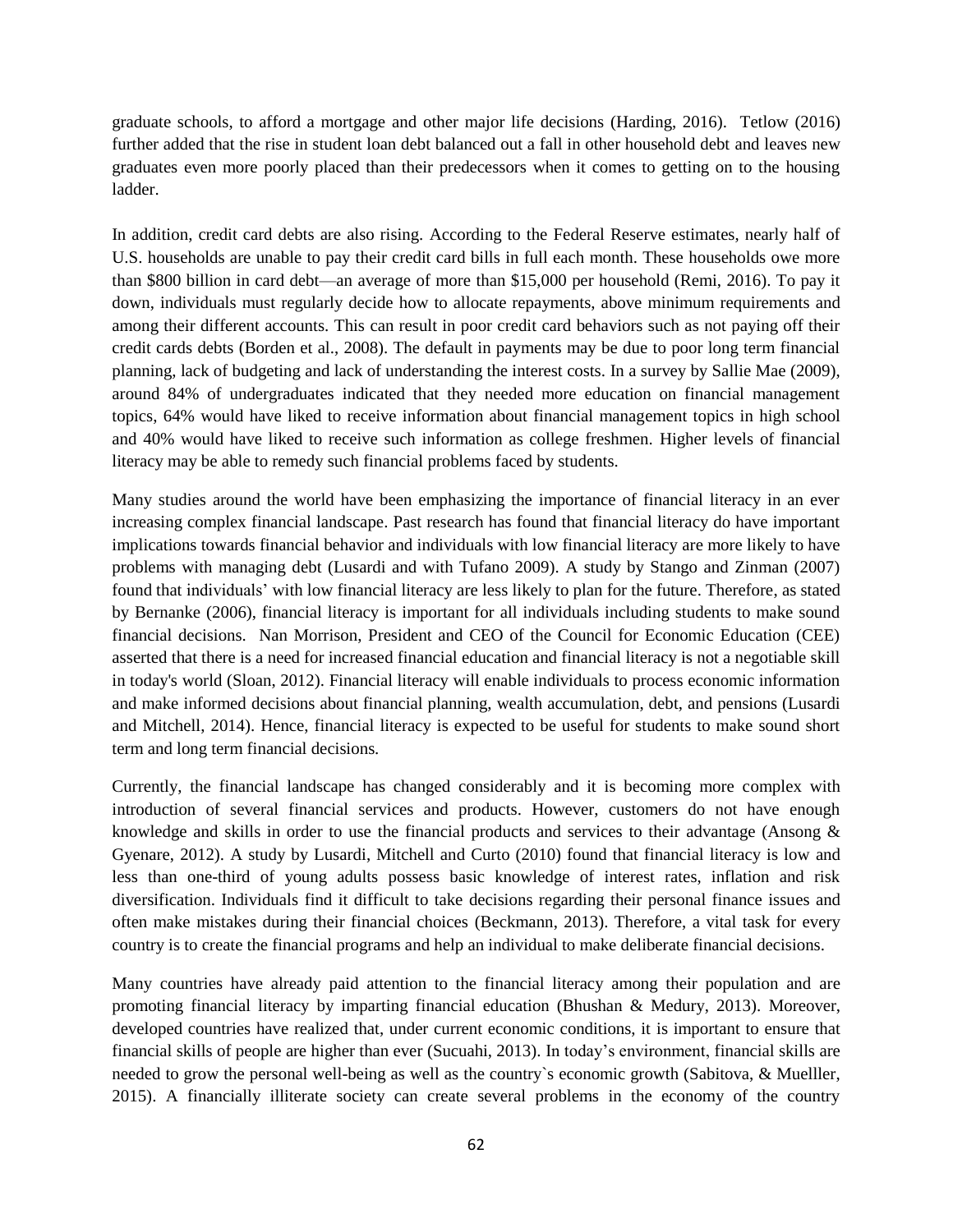graduate schools, to afford a mortgage and other major life decisions (Harding, 2016). Tetlow (2016) further added that the rise in student loan debt balanced out a fall in other household debt and leaves new graduates even more poorly placed than their predecessors when it comes to getting on to the housing ladder.

In addition, credit card debts are also rising. According to the Federal Reserve estimates, nearly half of U.S. households are unable to pay their credit card bills in full each month. These households owe more than $800 billion in card debt—an average of more than $15,000 per household (Remi, 2016). To pay it down, individuals must regularly decide how to allocate repayments, above minimum requirements and among their different accounts. This can result in poor credit card behaviors such as not paying off their credit cards debts (Borden et al., 2008). The default in payments may be due to poor long term financial planning, lack of budgeting and lack of understanding the interest costs. In a survey by Sallie Mae (2009), around 84% of undergraduates indicated that they needed more education on financial management topics, 64% would have liked to receive information about financial management topics in high school and 40% would have liked to receive such information as college freshmen. Higher levels of financial literacy may be able to remedy such financial problems faced by students.

Many studies around the world have been emphasizing the importance of financial literacy in an ever increasing complex financial landscape. Past research has found that financial literacy do have important implications towards financial behavior and individuals with low financial literacy are more likely to have problems with managing debt (Lusardi and with Tufano 2009). A study by Stango and Zinman (2007) found that individuals' with low financial literacy are less likely to plan for the future. Therefore, as stated by Bernanke (2006), financial literacy is important for all individuals including students to make sound financial decisions. Nan Morrison, President and CEO of the Council for Economic Education (CEE) asserted that there is a need for increased financial education and financial literacy is not a negotiable skill in today's world (Sloan, 2012). Financial literacy will enable individuals to process economic information and make informed decisions about financial planning, wealth accumulation, debt, and pensions (Lusardi and Mitchell, 2014). Hence, financial literacy is expected to be useful for students to make sound short term and long term financial decisions.

Currently, the financial landscape has changed considerably and it is becoming more complex with introduction of several financial services and products. However, customers do not have enough knowledge and skills in order to use the financial products and services to their advantage (Ansong & Gyenare, 2012). A study by Lusardi, Mitchell and Curto (2010) found that financial literacy is low and less than one-third of young adults possess basic knowledge of interest rates, inflation and risk diversification. Individuals find it difficult to take decisions regarding their personal finance issues and often make mistakes during their financial choices (Beckmann, 2013). Therefore, a vital task for every country is to create the financial programs and help an individual to make deliberate financial decisions.

Many countries have already paid attention to the financial literacy among their population and are promoting financial literacy by imparting financial education (Bhushan & Medury, 2013). Moreover, developed countries have realized that, under current economic conditions, it is important to ensure that financial skills of people are higher than ever (Sucuahi, 2013). In today's environment, financial skills are needed to grow the personal well-being as well as the country`s economic growth (Sabitova, & Muelller, 2015). A financially illiterate society can create several problems in the economy of the country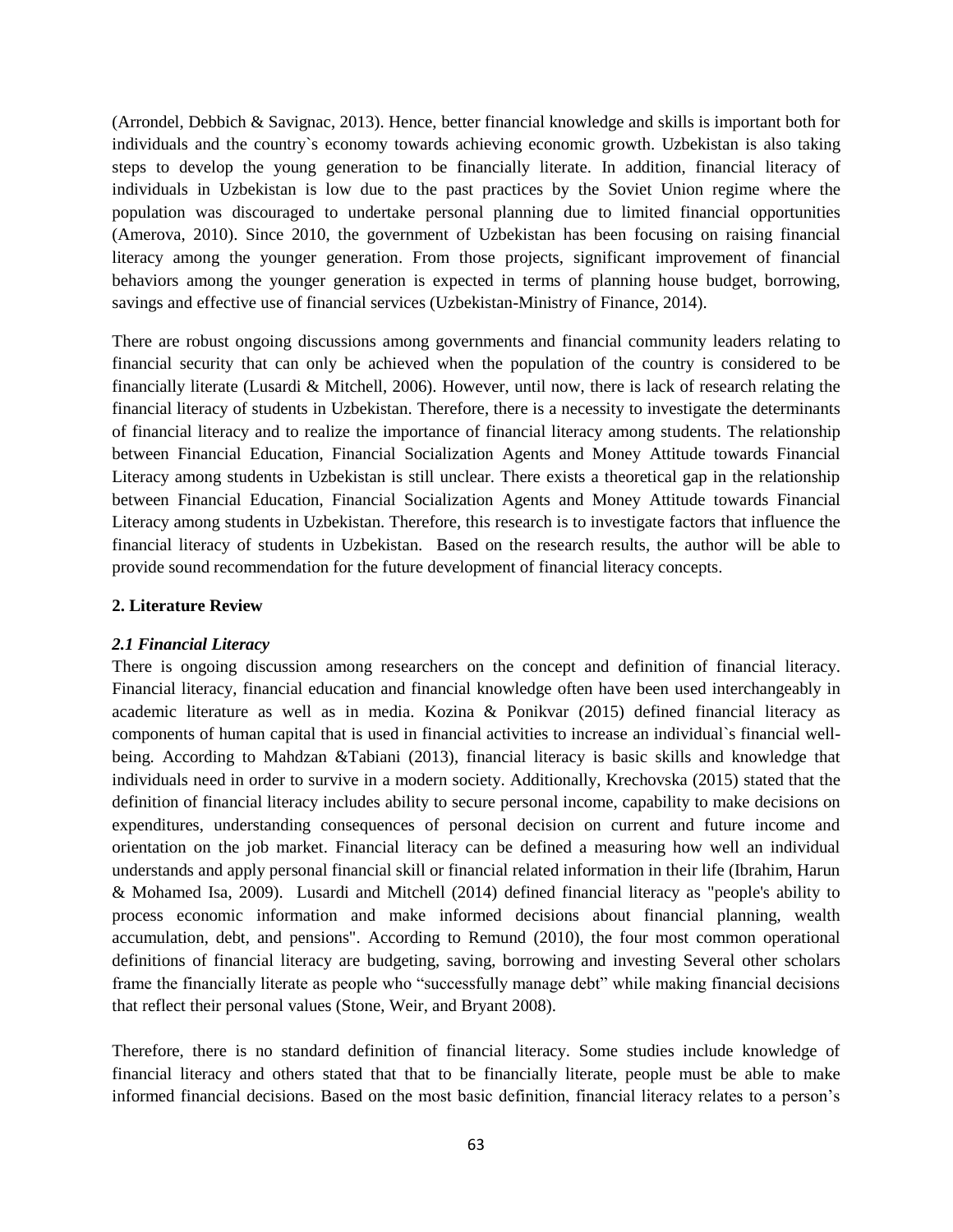(Arrondel, Debbich & Savignac, 2013). Hence, better financial knowledge and skills is important both for individuals and the country`s economy towards achieving economic growth. Uzbekistan is also taking steps to develop the young generation to be financially literate. In addition, financial literacy of individuals in Uzbekistan is low due to the past practices by the Soviet Union regime where the population was discouraged to undertake personal planning due to limited financial opportunities (Amerova, 2010). Since 2010, the government of Uzbekistan has been focusing on raising financial literacy among the younger generation. From those projects, significant improvement of financial behaviors among the younger generation is expected in terms of planning house budget, borrowing, savings and effective use of financial services (Uzbekistan-Ministry of Finance, 2014).

There are robust ongoing discussions among governments and financial community leaders relating to financial security that can only be achieved when the population of the country is considered to be financially literate (Lusardi & Mitchell, 2006). However, until now, there is lack of research relating the financial literacy of students in Uzbekistan. Therefore, there is a necessity to investigate the determinants of financial literacy and to realize the importance of financial literacy among students. The relationship between Financial Education, Financial Socialization Agents and Money Attitude towards Financial Literacy among students in Uzbekistan is still unclear. There exists a theoretical gap in the relationship between Financial Education, Financial Socialization Agents and Money Attitude towards Financial Literacy among students in Uzbekistan. Therefore, this research is to investigate factors that influence the financial literacy of students in Uzbekistan. Based on the research results, the author will be able to provide sound recommendation for the future development of financial literacy concepts.

## 2. Literature Review

### *2.1 Financial Literacy*

There is ongoing discussion among researchers on the concept and definition of financial literacy. Financial literacy, financial education and financial knowledge often have been used interchangeably in academic literature as well as in media. Kozina & Ponikvar (2015) defined financial literacy as components of human capital that is used in financial activities to increase an individual`s financial well-being. According to Mahdzan &Tabiani (2013), financial literacy is basic skills and knowledge that individuals need in order to survive in a modern society. Additionally, Krechovska (2015) stated that the definition of financial literacy includes ability to secure personal income, capability to make decisions on expenditures, understanding consequences of personal decision on current and future income and orientation on the job market. Financial literacy can be defined a measuring how well an individual understands and apply personal financial skill or financial related information in their life (Ibrahim, Harun & Mohamed Isa, 2009). Lusardi and Mitchell (2014) defined financial literacy as "people's ability to process economic information and make informed decisions about financial planning, wealth accumulation, debt, and pensions". According to Remund (2010), the four most common operational definitions of financial literacy are budgeting, saving, borrowing and investing Several other scholars frame the financially literate as people who "successfully manage debt" while making financial decisions that reflect their personal values (Stone, Weir, and Bryant 2008).

Therefore, there is no standard definition of financial literacy. Some studies include knowledge of financial literacy and others stated that that to be financially literate, people must be able to make informed financial decisions. Based on the most basic definition, financial literacy relates to a person's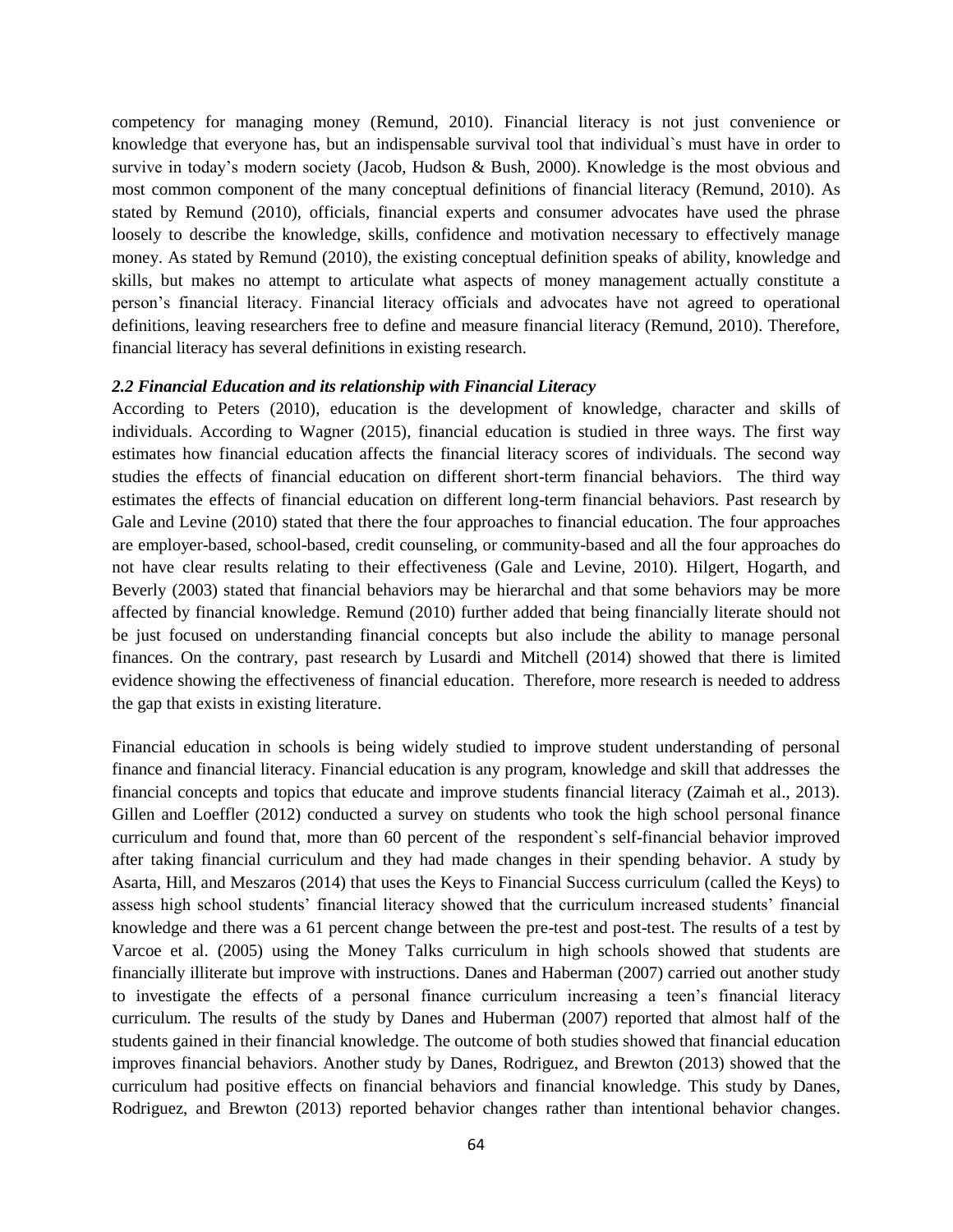competency for managing money (Remund, 2010). Financial literacy is not just convenience or knowledge that everyone has, but an indispensable survival tool that individual`s must have in order to survive in today's modern society (Jacob, Hudson & Bush, 2000). Knowledge is the most obvious and most common component of the many conceptual definitions of financial literacy (Remund, 2010). As stated by Remund (2010), officials, financial experts and consumer advocates have used the phrase loosely to describe the knowledge, skills, confidence and motivation necessary to effectively manage money. As stated by Remund (2010), the existing conceptual definition speaks of ability, knowledge and skills, but makes no attempt to articulate what aspects of money management actually constitute a person's financial literacy. Financial literacy officials and advocates have not agreed to operational definitions, leaving researchers free to define and measure financial literacy (Remund, 2010). Therefore, financial literacy has several definitions in existing research.

### *2.2 Financial Education and its relationship with Financial Literacy*

According to Peters (2010), education is the development of knowledge, character and skills of individuals. According to Wagner (2015), financial education is studied in three ways. The first way estimates how financial education affects the financial literacy scores of individuals. The second way studies the effects of financial education on different short-term financial behaviors. The third way estimates the effects of financial education on different long-term financial behaviors. Past research by Gale and Levine (2010) stated that there the four approaches to financial education. The four approaches are employer-based, school-based, credit counseling, or community-based and all the four approaches do not have clear results relating to their effectiveness (Gale and Levine, 2010). Hilgert, Hogarth, and Beverly (2003) stated that financial behaviors may be hierarchal and that some behaviors may be more affected by financial knowledge. Remund (2010) further added that being financially literate should not be just focused on understanding financial concepts but also include the ability to manage personal finances. On the contrary, past research by Lusardi and Mitchell (2014) showed that there is limited evidence showing the effectiveness of financial education. Therefore, more research is needed to address the gap that exists in existing literature.

Financial education in schools is being widely studied to improve student understanding of personal finance and financial literacy. Financial education is any program, knowledge and skill that addresses the financial concepts and topics that educate and improve students financial literacy (Zaimah et al., 2013). Gillen and Loeffler (2012) conducted a survey on students who took the high school personal finance curriculum and found that, more than 60 percent of the respondent`s self-financial behavior improved after taking financial curriculum and they had made changes in their spending behavior. A study by Asarta, Hill, and Meszaros (2014) that uses the Keys to Financial Success curriculum (called the Keys) to assess high school students' financial literacy showed that the curriculum increased students' financial knowledge and there was a 61 percent change between the pre-test and post-test. The results of a test by Varcoe et al. (2005) using the Money Talks curriculum in high schools showed that students are financially illiterate but improve with instructions. Danes and Haberman (2007) carried out another study to investigate the effects of a personal finance curriculum increasing a teen's financial literacy curriculum. The results of the study by Danes and Huberman (2007) reported that almost half of the students gained in their financial knowledge. The outcome of both studies showed that financial education improves financial behaviors. Another study by Danes, Rodriguez, and Brewton (2013) showed that the curriculum had positive effects on financial behaviors and financial knowledge. This study by Danes, Rodriguez, and Brewton (2013) reported behavior changes rather than intentional behavior changes.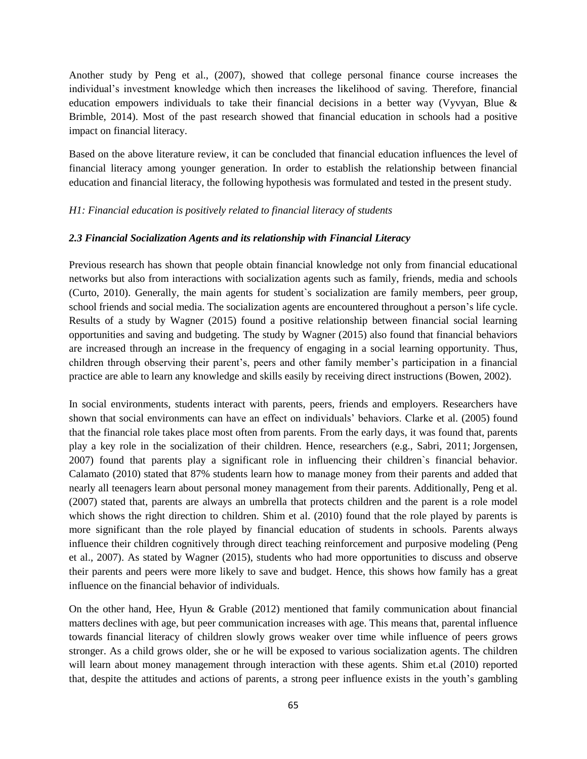Another study by Peng et al., (2007), showed that college personal finance course increases the individual's investment knowledge which then increases the likelihood of saving. Therefore, financial education empowers individuals to take their financial decisions in a better way (Vyvyan, Blue & Brimble, 2014). Most of the past research showed that financial education in schools had a positive impact on financial literacy.

Based on the above literature review, it can be concluded that financial education influences the level of financial literacy among younger generation. In order to establish the relationship between financial education and financial literacy, the following hypothesis was formulated and tested in the present study.

*H1: Financial education is positively related to financial literacy of students*

### *2.3 Financial Socialization Agents and its relationship with Financial Literacy*

Previous research has shown that people obtain financial knowledge not only from financial educational networks but also from interactions with socialization agents such as family, friends, media and schools (Curto, 2010). Generally, the main agents for student`s socialization are family members, peer group, school friends and social media. The socialization agents are encountered throughout a person's life cycle. Results of a study by Wagner (2015) found a positive relationship between financial social learning opportunities and saving and budgeting. The study by Wagner (2015) also found that financial behaviors are increased through an increase in the frequency of engaging in a social learning opportunity. Thus, children through observing their parent's, peers and other family member's participation in a financial practice are able to learn any knowledge and skills easily by receiving direct instructions (Bowen, 2002).

In social environments, students interact with parents, peers, friends and employers. Researchers have shown that social environments can have an effect on individuals' behaviors. Clarke et al. (2005) found that the financial role takes place most often from parents. From the early days, it was found that, parents play a key role in the socialization of their children. Hence, researchers (e.g., Sabri, 2011; Jorgensen, 2007) found that parents play a significant role in influencing their children`s financial behavior. Calamato (2010) stated that 87% students learn how to manage money from their parents and added that nearly all teenagers learn about personal money management from their parents. Additionally, Peng et al. (2007) stated that, parents are always an umbrella that protects children and the parent is a role model which shows the right direction to children. Shim et al. (2010) found that the role played by parents is more significant than the role played by financial education of students in schools. Parents always influence their children cognitively through direct teaching reinforcement and purposive modeling (Peng et al., 2007). As stated by Wagner (2015), students who had more opportunities to discuss and observe their parents and peers were more likely to save and budget. Hence, this shows how family has a great influence on the financial behavior of individuals.

On the other hand, Hee, Hyun & Grable (2012) mentioned that family communication about financial matters declines with age, but peer communication increases with age. This means that, parental influence towards financial literacy of children slowly grows weaker over time while influence of peers grows stronger. As a child grows older, she or he will be exposed to various socialization agents. The children will learn about money management through interaction with these agents. Shim et.al (2010) reported that, despite the attitudes and actions of parents, a strong peer influence exists in the youth's gambling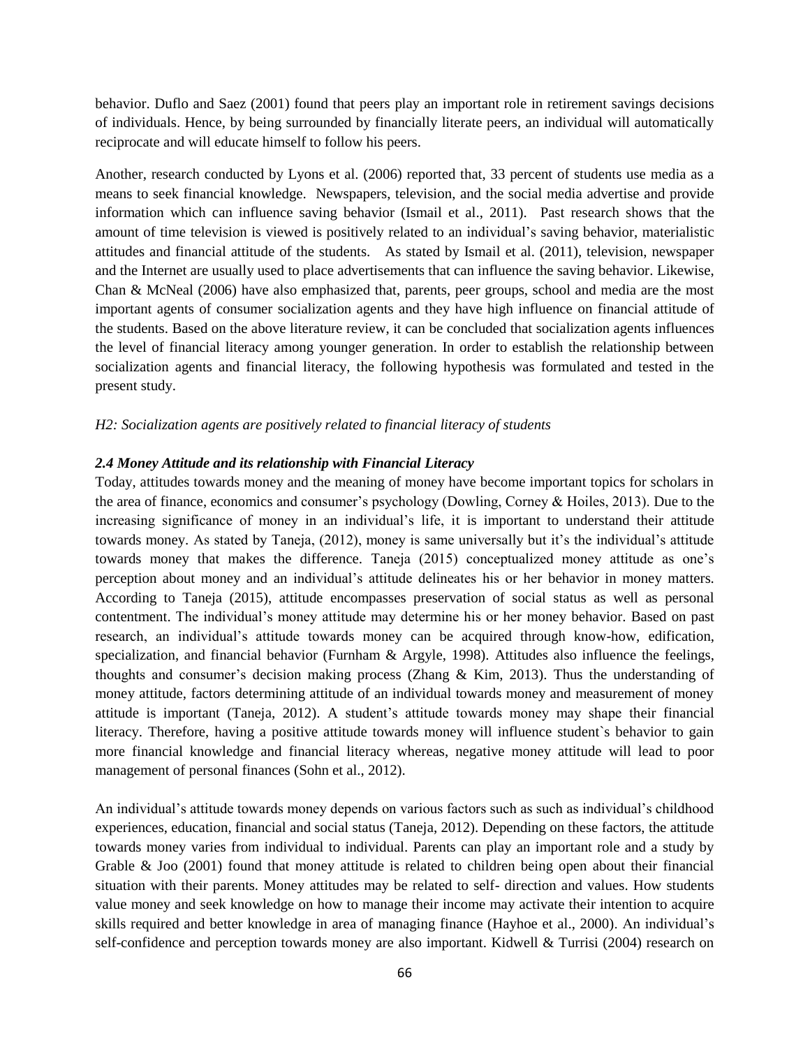behavior. Duflo and Saez (2001) found that peers play an important role in retirement savings decisions of individuals. Hence, by being surrounded by financially literate peers, an individual will automatically reciprocate and will educate himself to follow his peers.

Another, research conducted by Lyons et al. (2006) reported that, 33 percent of students use media as a means to seek financial knowledge. Newspapers, television, and the social media advertise and provide information which can influence saving behavior (Ismail et al., 2011). Past research shows that the amount of time television is viewed is positively related to an individual's saving behavior, materialistic attitudes and financial attitude of the students. As stated by Ismail et al. (2011), television, newspaper and the Internet are usually used to place advertisements that can influence the saving behavior. Likewise, Chan & McNeal (2006) have also emphasized that, parents, peer groups, school and media are the most important agents of consumer socialization agents and they have high influence on financial attitude of the students. Based on the above literature review, it can be concluded that socialization agents influences the level of financial literacy among younger generation. In order to establish the relationship between socialization agents and financial literacy, the following hypothesis was formulated and tested in the present study.

*H2: Socialization agents are positively related to financial literacy of students*

### *2.4 Money Attitude and its relationship with Financial Literacy*

Today, attitudes towards money and the meaning of money have become important topics for scholars in the area of finance, economics and consumer's psychology (Dowling, Corney & Hoiles, 2013). Due to the increasing significance of money in an individual's life, it is important to understand their attitude towards money. As stated by Taneja, (2012), money is same universally but it's the individual's attitude towards money that makes the difference. Taneja (2015) conceptualized money attitude as one's perception about money and an individual's attitude delineates his or her behavior in money matters. According to Taneja (2015), attitude encompasses preservation of social status as well as personal contentment. The individual's money attitude may determine his or her money behavior. Based on past research, an individual's attitude towards money can be acquired through know-how, edification, specialization, and financial behavior (Furnham & Argyle, 1998). Attitudes also influence the feelings, thoughts and consumer's decision making process (Zhang & Kim, 2013). Thus the understanding of money attitude, factors determining attitude of an individual towards money and measurement of money attitude is important (Taneja, 2012). A student's attitude towards money may shape their financial literacy. Therefore, having a positive attitude towards money will influence student`s behavior to gain more financial knowledge and financial literacy whereas, negative money attitude will lead to poor management of personal finances (Sohn et al., 2012).

An individual's attitude towards money depends on various factors such as such as individual's childhood experiences, education, financial and social status (Taneja, 2012). Depending on these factors, the attitude towards money varies from individual to individual. Parents can play an important role and a study by Grable & Joo (2001) found that money attitude is related to children being open about their financial situation with their parents. Money attitudes may be related to self- direction and values. How students value money and seek knowledge on how to manage their income may activate their intention to acquire skills required and better knowledge in area of managing finance (Hayhoe et al., 2000). An individual's self-confidence and perception towards money are also important. Kidwell & Turrisi (2004) research on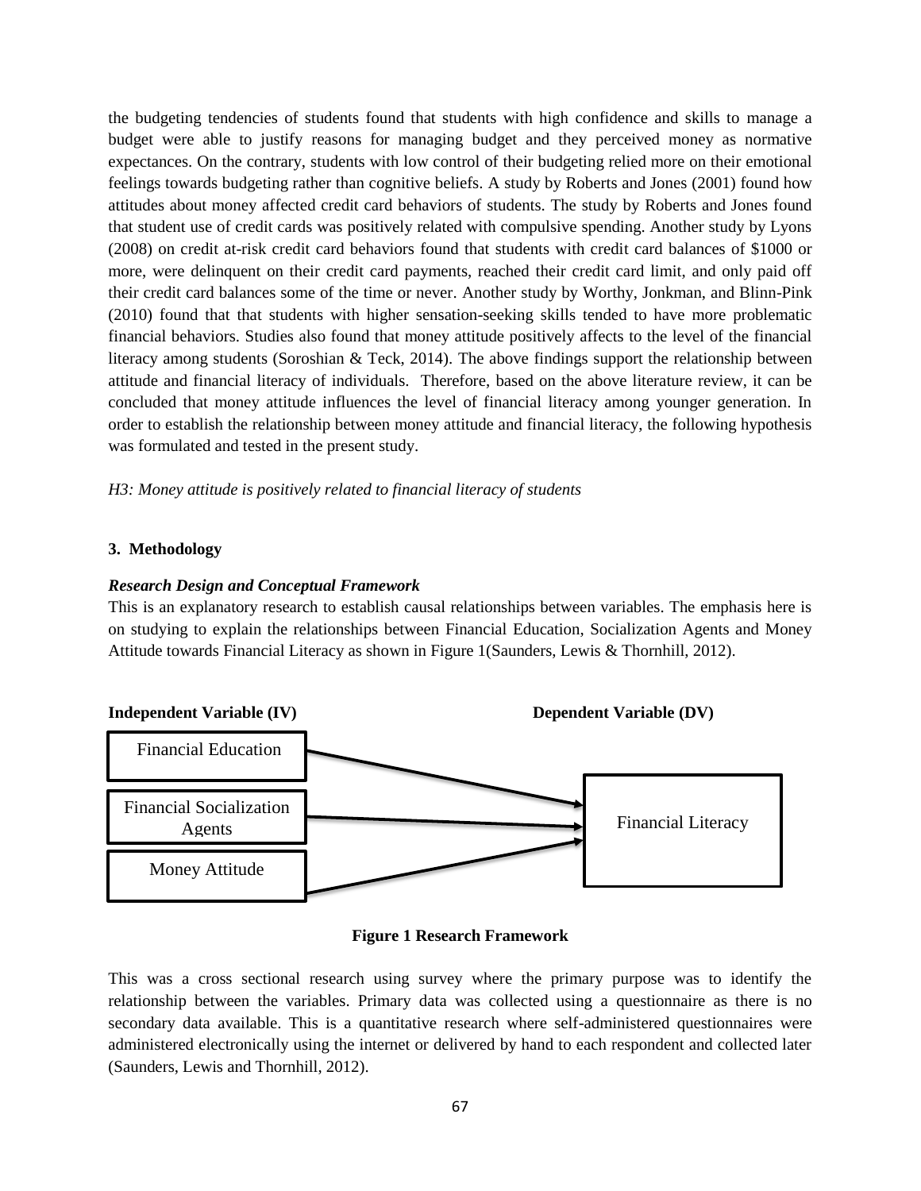the budgeting tendencies of students found that students with high confidence and skills to manage a budget were able to justify reasons for managing budget and they perceived money as normative expectances. On the contrary, students with low control of their budgeting relied more on their emotional feelings towards budgeting rather than cognitive beliefs. A study by Roberts and Jones (2001) found how attitudes about money affected credit card behaviors of students. The study by Roberts and Jones found that student use of credit cards was positively related with compulsive spending. Another study by Lyons (2008) on credit at-risk credit card behaviors found that students with credit card balances of $1000 or more, were delinquent on their credit card payments, reached their credit card limit, and only paid off their credit card balances some of the time or never. Another study by Worthy, Jonkman, and Blinn-Pink (2010) found that that students with higher sensation-seeking skills tended to have more problematic financial behaviors. Studies also found that money attitude positively affects to the level of the financial literacy among students (Soroshian & Teck, 2014). The above findings support the relationship between attitude and financial literacy of individuals. Therefore, based on the above literature review, it can be concluded that money attitude influences the level of financial literacy among younger generation. In order to establish the relationship between money attitude and financial literacy, the following hypothesis was formulated and tested in the present study.

*H3: Money attitude is positively related to financial literacy of students*

## 3. Methodology

***Research Design and Conceptual Framework***

This is an explanatory research to establish causal relationships between variables. The emphasis here is on studying to explain the relationships between Financial Education, Socialization Agents and Money Attitude towards Financial Literacy as shown in Figure 1(Saunders, Lewis & Thornhill, 2012).

**Independent Variable (IV)** **Dependent Variable (DV)**

Financial Education → Financial Literacy

Financial Socialization Agents → Financial Literacy

Money Attitude → Financial Literacy

**Figure 1 Research Framework**

This was a cross sectional research using survey where the primary purpose was to identify the relationship between the variables. Primary data was collected using a questionnaire as there is no secondary data available. This is a quantitative research where self-administered questionnaires were administered electronically using the internet or delivered by hand to each respondent and collected later (Saunders, Lewis and Thornhill, 2012).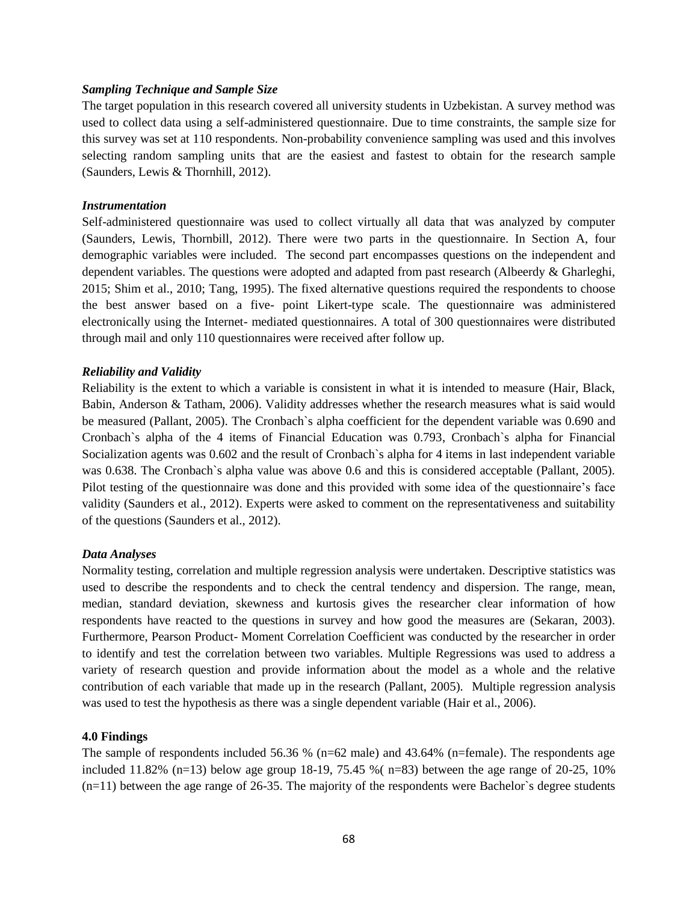***Sampling Technique and Sample Size***

The target population in this research covered all university students in Uzbekistan. A survey method was used to collect data using a self-administered questionnaire. Due to time constraints, the sample size for this survey was set at 110 respondents. Non-probability convenience sampling was used and this involves selecting random sampling units that are the easiest and fastest to obtain for the research sample (Saunders, Lewis & Thornhill, 2012).

***Instrumentation***

Self-administered questionnaire was used to collect virtually all data that was analyzed by computer (Saunders, Lewis, Thornbill, 2012). There were two parts in the questionnaire. In Section A, four demographic variables were included. The second part encompasses questions on the independent and dependent variables. The questions were adopted and adapted from past research (Albeerdy & Gharleghi, 2015; Shim et al., 2010; Tang, 1995). The fixed alternative questions required the respondents to choose the best answer based on a five- point Likert-type scale. The questionnaire was administered electronically using the Internet- mediated questionnaires. A total of 300 questionnaires were distributed through mail and only 110 questionnaires were received after follow up.

***Reliability and Validity***

Reliability is the extent to which a variable is consistent in what it is intended to measure (Hair, Black, Babin, Anderson & Tatham, 2006). Validity addresses whether the research measures what is said would be measured (Pallant, 2005). The Cronbach`s alpha coefficient for the dependent variable was 0.690 and Cronbach`s alpha of the 4 items of Financial Education was 0.793, Cronbach`s alpha for Financial Socialization agents was 0.602 and the result of Cronbach`s alpha for 4 items in last independent variable was 0.638. The Cronbach`s alpha value was above 0.6 and this is considered acceptable (Pallant, 2005). Pilot testing of the questionnaire was done and this provided with some idea of the questionnaire's face validity (Saunders et al., 2012). Experts were asked to comment on the representativeness and suitability of the questions (Saunders et al., 2012).

***Data Analyses***

Normality testing, correlation and multiple regression analysis were undertaken. Descriptive statistics was used to describe the respondents and to check the central tendency and dispersion. The range, mean, median, standard deviation, skewness and kurtosis gives the researcher clear information of how respondents have reacted to the questions in survey and how good the measures are (Sekaran, 2003). Furthermore, Pearson Product- Moment Correlation Coefficient was conducted by the researcher in order to identify and test the correlation between two variables. Multiple Regressions was used to address a variety of research question and provide information about the model as a whole and the relative contribution of each variable that made up in the research (Pallant, 2005). Multiple regression analysis was used to test the hypothesis as there was a single dependent variable (Hair et al., 2006).

## 4.0 Findings

The sample of respondents included 56.36 % (n=62 male) and 43.64% (n=female). The respondents age included 11.82% (n=13) below age group 18-19, 75.45 %( n=83) between the age range of 20-25, 10% (n=11) between the age range of 26-35. The majority of the respondents were Bachelor`s degree students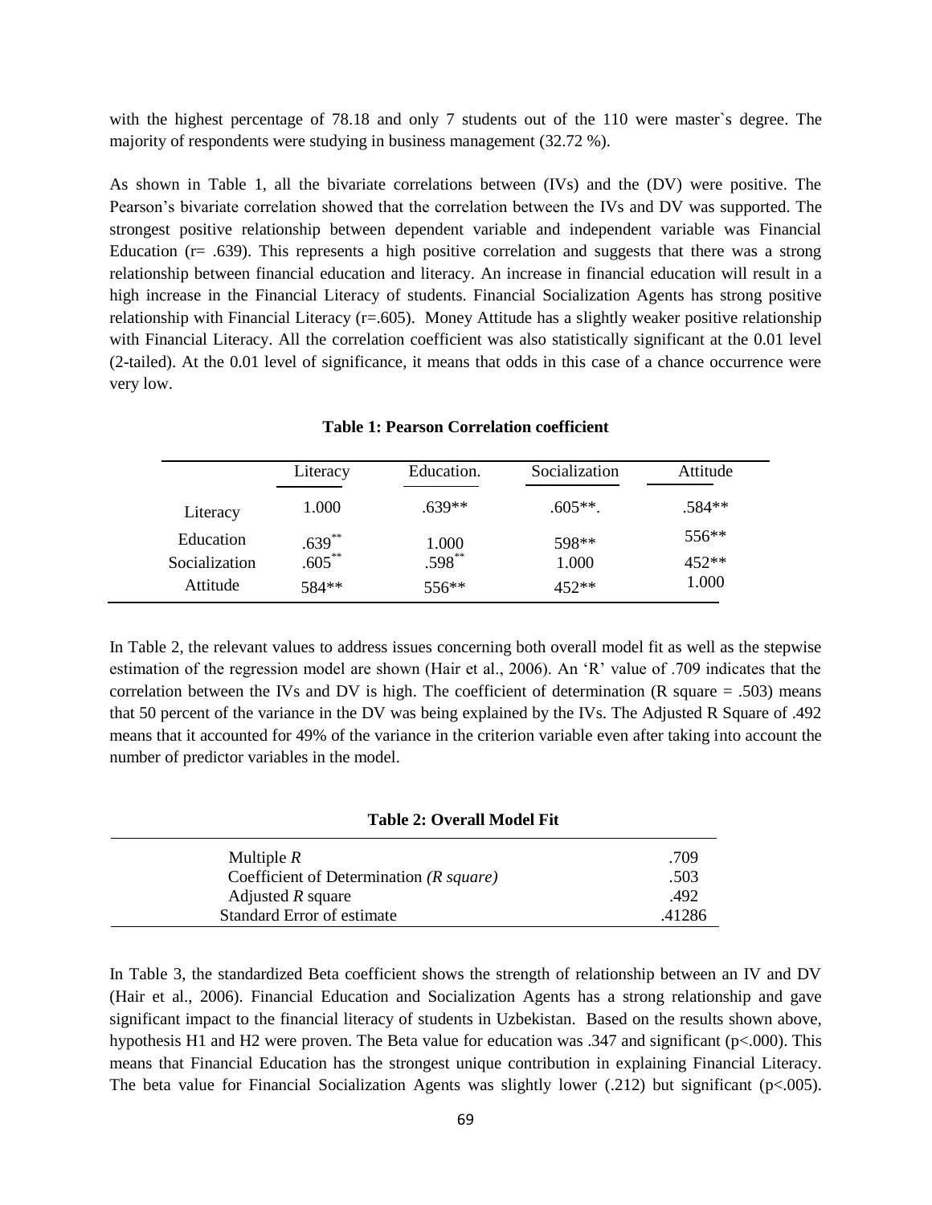with the highest percentage of 78.18 and only 7 students out of the 110 were master`s degree. The majority of respondents were studying in business management (32.72 %).

As shown in Table 1, all the bivariate correlations between (IVs) and the (DV) were positive. The Pearson's bivariate correlation showed that the correlation between the IVs and DV was supported. The strongest positive relationship between dependent variable and independent variable was Financial Education (r= .639). This represents a high positive correlation and suggests that there was a strong relationship between financial education and literacy. An increase in financial education will result in a high increase in the Financial Literacy of students. Financial Socialization Agents has strong positive relationship with Financial Literacy (r=.605). Money Attitude has a slightly weaker positive relationship with Financial Literacy. All the correlation coefficient was also statistically significant at the 0.01 level (2-tailed). At the 0.01 level of significance, it means that odds in this case of a chance occurrence were very low.

**Table 1: Pearson Correlation coefficient**

| | Literacy | Education. | Socialization | Attitude |
|---|---|---|---|---|
| Literacy | 1.000 | .639** | .605**. | .584** |
| Education | .639** | 1.000 | 598** | 556** |
| Socialization | .605** | .598** | 1.000 | 452** |
| Attitude | 584** | 556** | 452** | 1.000 |

In Table 2, the relevant values to address issues concerning both overall model fit as well as the stepwise estimation of the regression model are shown (Hair et al., 2006). An 'R' value of .709 indicates that the correlation between the IVs and DV is high. The coefficient of determination (R square = .503) means that 50 percent of the variance in the DV was being explained by the IVs. The Adjusted R Square of .492 means that it accounted for 49% of the variance in the criterion variable even after taking into account the number of predictor variables in the model.

**Table 2: Overall Model Fit**

| | |
|---|---|
| Multiple *R* | .709 |
| Coefficient of Determination *(R square)* | .503 |
| Adjusted *R* square | .492 |
| Standard Error of estimate | .41286 |

In Table 3, the standardized Beta coefficient shows the strength of relationship between an IV and DV (Hair et al., 2006). Financial Education and Socialization Agents has a strong relationship and gave significant impact to the financial literacy of students in Uzbekistan. Based on the results shown above, hypothesis H1 and H2 were proven. The Beta value for education was .347 and significant ($p<.000$). This means that Financial Education has the strongest unique contribution in explaining Financial Literacy. The beta value for Financial Socialization Agents was slightly lower (.212) but significant ($p<.005$).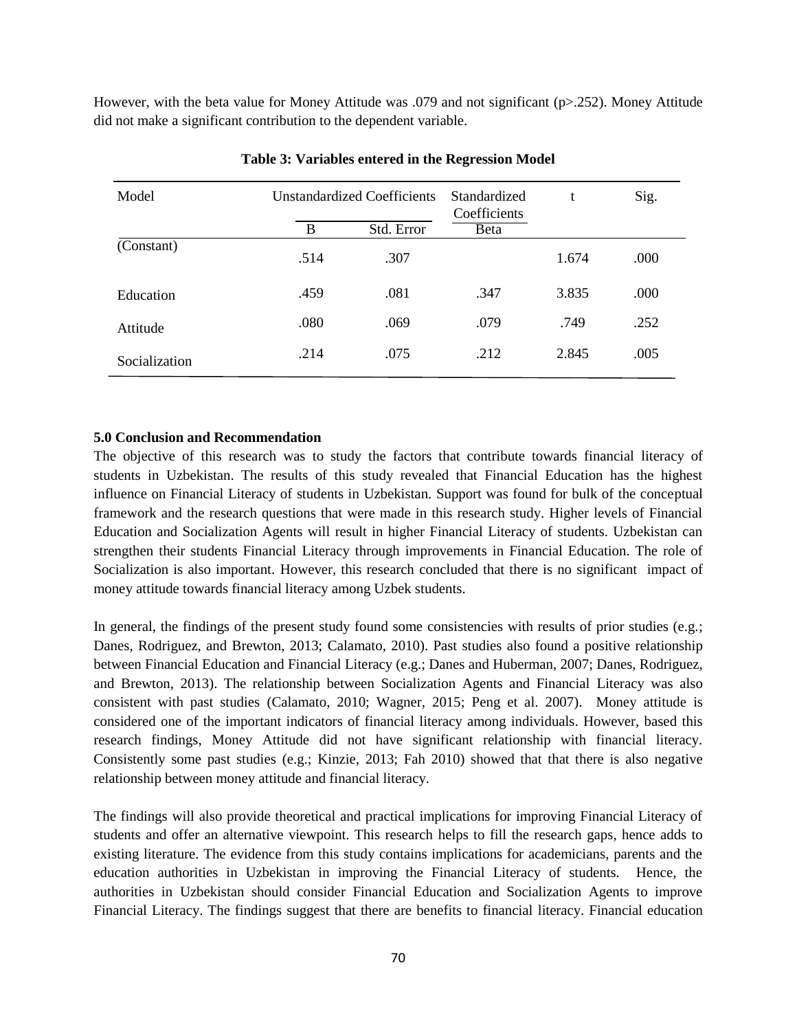However, with the beta value for Money Attitude was .079 and not significant (p>.252). Money Attitude did not make a significant contribution to the dependent variable.

**Table 3: Variables entered in the Regression Model**

| Model | Unstandardized Coefficients | | Standardized Coefficients | t | Sig. |
|---|---|---|---|---|---|
| | B | Std. Error | Beta | | |
| (Constant) | .514 | .307 | | 1.674 | .000 |
| Education | .459 | .081 | .347 | 3.835 | .000 |
| Attitude | .080 | .069 | .079 | .749 | .252 |
| Socialization | .214 | .075 | .212 | 2.845 | .005 |

### 5.0 Conclusion and Recommendation

The objective of this research was to study the factors that contribute towards financial literacy of students in Uzbekistan. The results of this study revealed that Financial Education has the highest influence on Financial Literacy of students in Uzbekistan. Support was found for bulk of the conceptual framework and the research questions that were made in this research study. Higher levels of Financial Education and Socialization Agents will result in higher Financial Literacy of students. Uzbekistan can strengthen their students Financial Literacy through improvements in Financial Education. The role of Socialization is also important. However, this research concluded that there is no significant impact of money attitude towards financial literacy among Uzbek students.

In general, the findings of the present study found some consistencies with results of prior studies (e.g.; Danes, Rodriguez, and Brewton, 2013; Calamato, 2010). Past studies also found a positive relationship between Financial Education and Financial Literacy (e.g.; Danes and Huberman, 2007; Danes, Rodriguez, and Brewton, 2013). The relationship between Socialization Agents and Financial Literacy was also consistent with past studies (Calamato, 2010; Wagner, 2015; Peng et al. 2007). Money attitude is considered one of the important indicators of financial literacy among individuals. However, based this research findings, Money Attitude did not have significant relationship with financial literacy. Consistently some past studies (e.g.; Kinzie, 2013; Fah 2010) showed that that there is also negative relationship between money attitude and financial literacy.

The findings will also provide theoretical and practical implications for improving Financial Literacy of students and offer an alternative viewpoint. This research helps to fill the research gaps, hence adds to existing literature. The evidence from this study contains implications for academicians, parents and the education authorities in Uzbekistan in improving the Financial Literacy of students. Hence, the authorities in Uzbekistan should consider Financial Education and Socialization Agents to improve Financial Literacy. The findings suggest that there are benefits to financial literacy. Financial education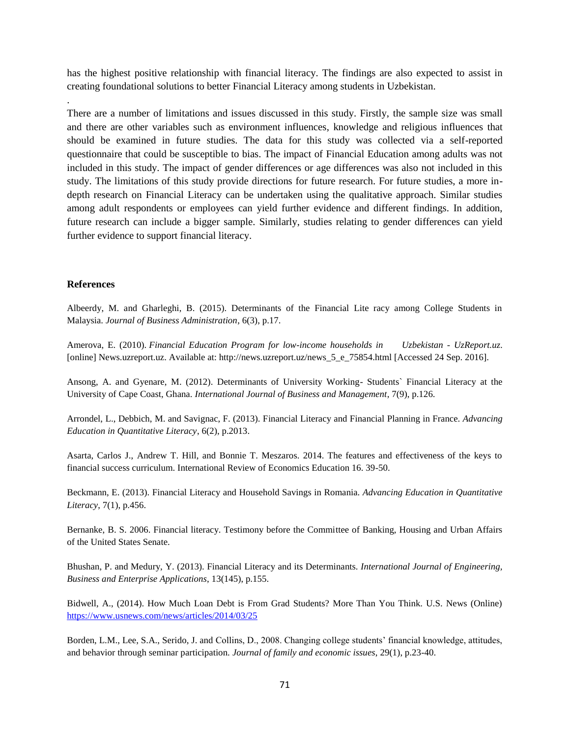has the highest positive relationship with financial literacy. The findings are also expected to assist in creating foundational solutions to better Financial Literacy among students in Uzbekistan.

.

There are a number of limitations and issues discussed in this study. Firstly, the sample size was small and there are other variables such as environment influences, knowledge and religious influences that should be examined in future studies. The data for this study was collected via a self-reported questionnaire that could be susceptible to bias. The impact of Financial Education among adults was not included in this study. The impact of gender differences or age differences was also not included in this study. The limitations of this study provide directions for future research. For future studies, a more in-depth research on Financial Literacy can be undertaken using the qualitative approach. Similar studies among adult respondents or employees can yield further evidence and different findings. In addition, future research can include a bigger sample. Similarly, studies relating to gender differences can yield further evidence to support financial literacy.

## References

Albeerdy, M. and Gharleghi, B. (2015). Determinants of the Financial Lite racy among College Students in Malaysia. *Journal of Business Administration*, 6(3), p.17.

Amerova, E. (2010). *Financial Education Program for low-income households in Uzbekistan - UzReport.uz*. [online] News.uzreport.uz. Available at: http://news.uzreport.uz/news_5_e_75854.html [Accessed 24 Sep. 2016].

Ansong, A. and Gyenare, M. (2012). Determinants of University Working- Students` Financial Literacy at the University of Cape Coast, Ghana. *International Journal of Business and Management*, 7(9), p.126.

Arrondel, L., Debbich, M. and Savignac, F. (2013). Financial Literacy and Financial Planning in France. *Advancing Education in Quantitative Literacy*, 6(2), p.2013.

Asarta, Carlos J., Andrew T. Hill, and Bonnie T. Meszaros. 2014. The features and effectiveness of the keys to financial success curriculum. International Review of Economics Education 16. 39-50.

Beckmann, E. (2013). Financial Literacy and Household Savings in Romania. *Advancing Education in Quantitative Literacy*, 7(1), p.456.

Bernanke, B. S. 2006. Financial literacy. Testimony before the Committee of Banking, Housing and Urban Affairs of the United States Senate.

Bhushan, P. and Medury, Y. (2013). Financial Literacy and its Determinants. *International Journal of Engineering, Business and Enterprise Applications*, 13(145), p.155.

Bidwell, A., (2014). How Much Loan Debt is From Grad Students? More Than You Think. U.S. News (Online) https://www.usnews.com/news/articles/2014/03/25

Borden, L.M., Lee, S.A., Serido, J. and Collins, D., 2008. Changing college students' financial knowledge, attitudes, and behavior through seminar participation. *Journal of family and economic issues*, 29(1), p.23-40.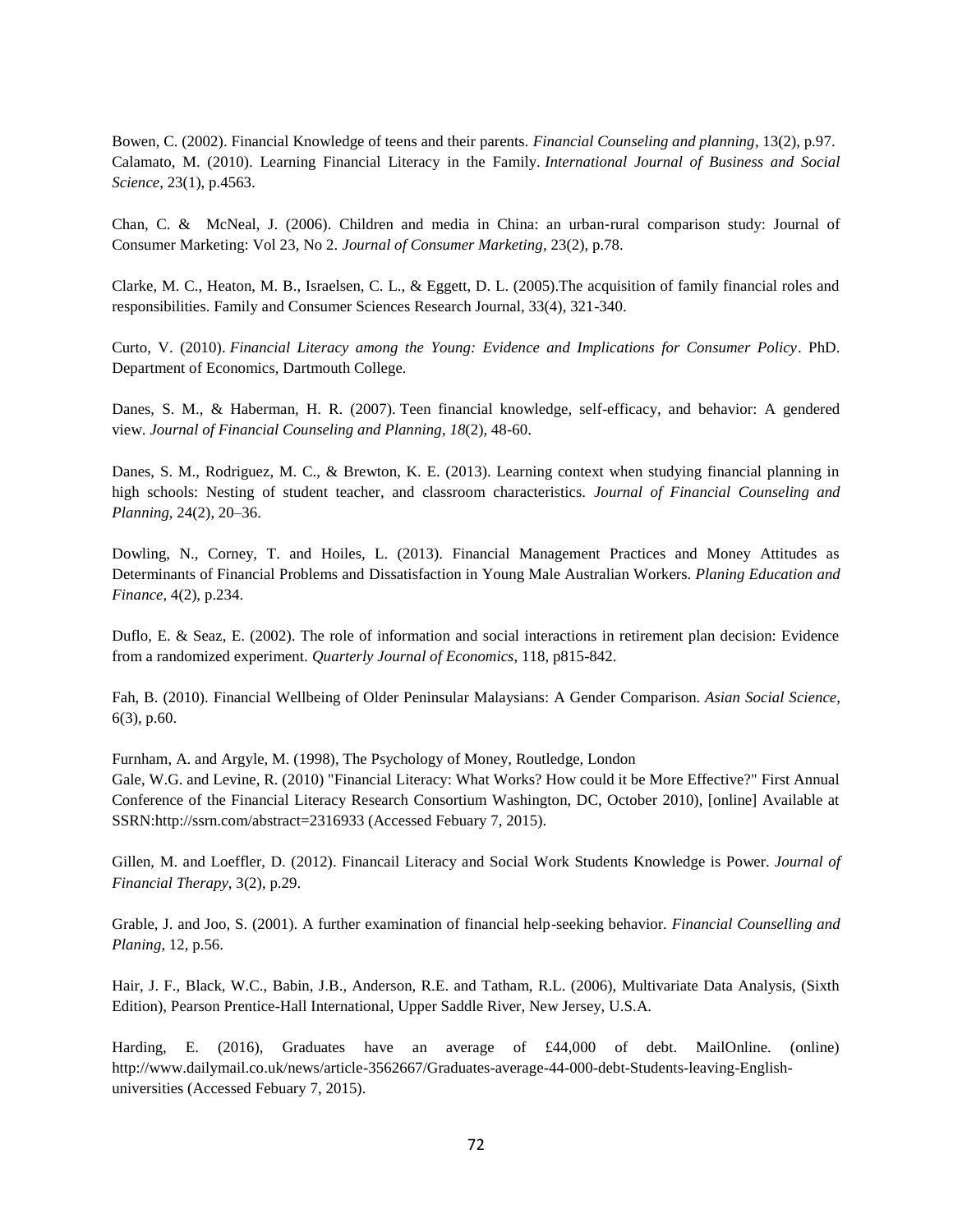Bowen, C. (2002). Financial Knowledge of teens and their parents. *Financial Counseling and planning*, 13(2), p.97.
Calamato, M. (2010). Learning Financial Literacy in the Family. *International Journal of Business and Social Science*, 23(1), p.4563.

Chan, C. & McNeal, J. (2006). Children and media in China: an urban-rural comparison study: Journal of Consumer Marketing: Vol 23, No 2. *Journal of Consumer Marketing*, 23(2), p.78.

Clarke, M. C., Heaton, M. B., Israelsen, C. L., & Eggett, D. L. (2005).The acquisition of family financial roles and responsibilities. Family and Consumer Sciences Research Journal, 33(4), 321-340.

Curto, V. (2010). *Financial Literacy among the Young: Evidence and Implications for Consumer Policy*. PhD. Department of Economics, Dartmouth College.

Danes, S. M., & Haberman, H. R. (2007). Teen financial knowledge, self-efficacy, and behavior: A gendered view. *Journal of Financial Counseling and Planning*, *18*(2), 48-60.

Danes, S. M., Rodriguez, M. C., & Brewton, K. E. (2013). Learning context when studying financial planning in high schools: Nesting of student teacher, and classroom characteristics. *Journal of Financial Counseling and Planning*, 24(2), 20–36.

Dowling, N., Corney, T. and Hoiles, L. (2013). Financial Management Practices and Money Attitudes as Determinants of Financial Problems and Dissatisfaction in Young Male Australian Workers. *Planing Education and Finance*, 4(2), p.234.

Duflo, E. & Seaz, E. (2002). The role of information and social interactions in retirement plan decision: Evidence from a randomized experiment. *Quarterly Journal of Economics*, 118, p815-842.

Fah, B. (2010). Financial Wellbeing of Older Peninsular Malaysians: A Gender Comparison. *Asian Social Science*, 6(3), p.60.

Furnham, A. and Argyle, M. (1998), The Psychology of Money, Routledge, London
Gale, W.G. and Levine, R. (2010) "Financial Literacy: What Works? How could it be More Effective?" First Annual Conference of the Financial Literacy Research Consortium Washington, DC, October 2010), [online] Available at SSRN:http://ssrn.com/abstract=2316933 (Accessed Febuary 7, 2015).

Gillen, M. and Loeffler, D. (2012). Financail Literacy and Social Work Students Knowledge is Power. *Journal of Financial Therapy*, 3(2), p.29.

Grable, J. and Joo, S. (2001). A further examination of financial help-seeking behavior. *Financial Counselling and Planing*, 12, p.56.

Hair, J. F., Black, W.C., Babin, J.B., Anderson, R.E. and Tatham, R.L. (2006), Multivariate Data Analysis, (Sixth Edition), Pearson Prentice-Hall International, Upper Saddle River, New Jersey, U.S.A.

Harding, E. (2016), Graduates have an average of £44,000 of debt. MailOnline. (online) http://www.dailymail.co.uk/news/article-3562667/Graduates-average-44-000-debt-Students-leaving-English-universities (Accessed Febuary 7, 2015).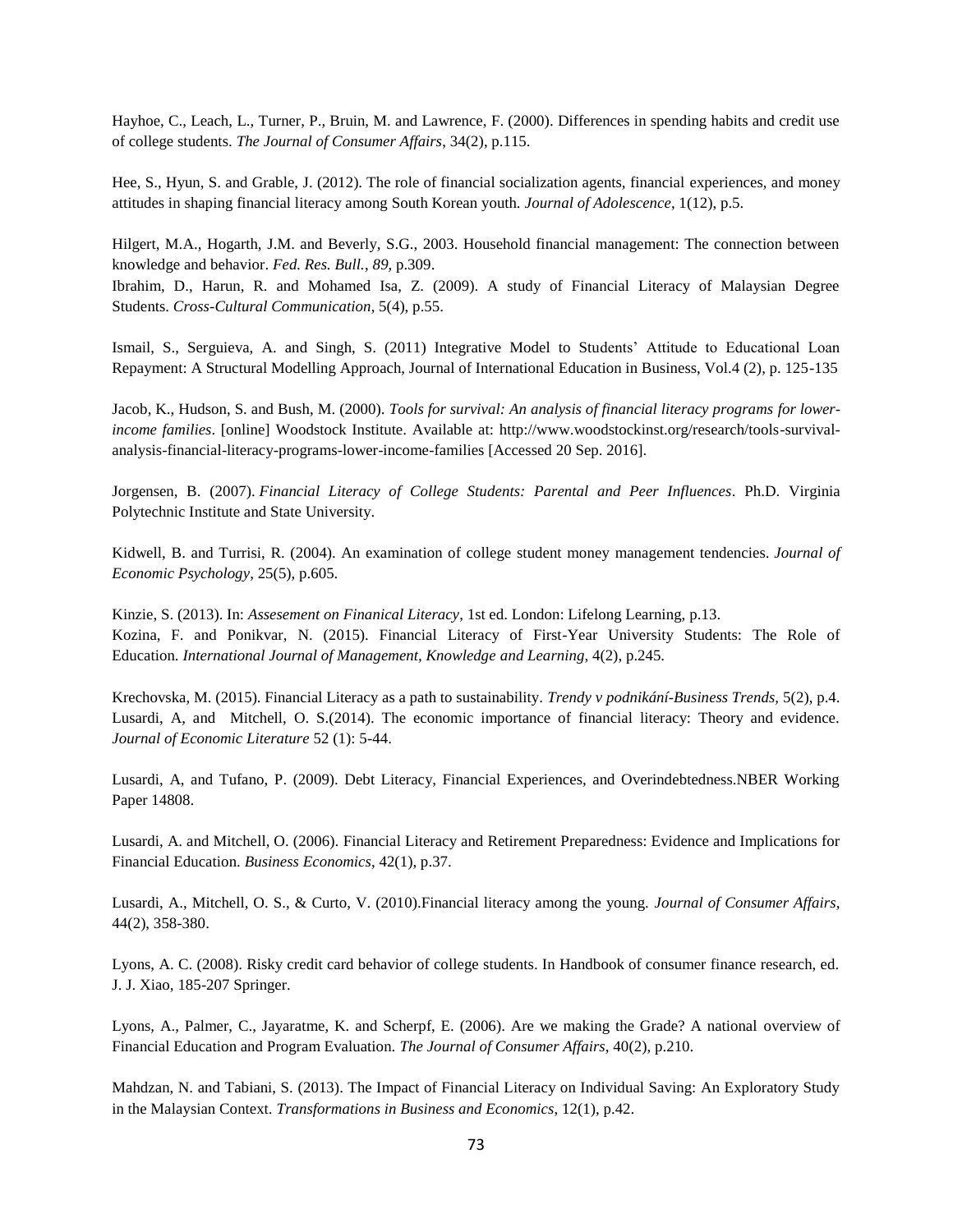Hayhoe, C., Leach, L., Turner, P., Bruin, M. and Lawrence, F. (2000). Differences in spending habits and credit use of college students. *The Journal of Consumer Affairs*, 34(2), p.115.

Hee, S., Hyun, S. and Grable, J. (2012). The role of financial socialization agents, financial experiences, and money attitudes in shaping financial literacy among South Korean youth. *Journal of Adolescence*, 1(12), p.5.

Hilgert, M.A., Hogarth, J.M. and Beverly, S.G., 2003. Household financial management: The connection between knowledge and behavior. *Fed. Res. Bull.*, *89*, p.309.

Ibrahim, D., Harun, R. and Mohamed Isa, Z. (2009). A study of Financial Literacy of Malaysian Degree Students. *Cross-Cultural Communication*, 5(4), p.55.

Ismail, S., Serguieva, A. and Singh, S. (2011) Integrative Model to Students' Attitude to Educational Loan Repayment: A Structural Modelling Approach, Journal of International Education in Business, Vol.4 (2), p. 125-135

Jacob, K., Hudson, S. and Bush, M. (2000). *Tools for survival: An analysis of financial literacy programs for lower-income families*. [online] Woodstock Institute. Available at: http://www.woodstockinst.org/research/tools-survival-analysis-financial-literacy-programs-lower-income-families [Accessed 20 Sep. 2016].

Jorgensen, B. (2007). *Financial Literacy of College Students: Parental and Peer Influences*. Ph.D. Virginia Polytechnic Institute and State University.

Kidwell, B. and Turrisi, R. (2004). An examination of college student money management tendencies. *Journal of Economic Psychology*, 25(5), p.605.

Kinzie, S. (2013). In: *Assesement on Finanical Literacy*, 1st ed. London: Lifelong Learning, p.13.

Kozina, F. and Ponikvar, N. (2015). Financial Literacy of First-Year University Students: The Role of Education. *International Journal of Management, Knowledge and Learning*, 4(2), p.245.

Krechovska, M. (2015). Financial Literacy as a path to sustainability. *Trendy v podnikání-Business Trends*, 5(2), p.4.

Lusardi, A, and Mitchell, O. S.(2014). The economic importance of financial literacy: Theory and evidence. *Journal of Economic Literature* 52 (1): 5-44.

Lusardi, A, and Tufano, P. (2009). Debt Literacy, Financial Experiences, and Overindebtedness.NBER Working Paper 14808.

Lusardi, A. and Mitchell, O. (2006). Financial Literacy and Retirement Preparedness: Evidence and Implications for Financial Education. *Business Economics*, 42(1), p.37.

Lusardi, A., Mitchell, O. S., & Curto, V. (2010).Financial literacy among the young. *Journal of Consumer Affairs*, 44(2), 358-380.

Lyons, A. C. (2008). Risky credit card behavior of college students. In Handbook of consumer finance research, ed. J. J. Xiao, 185-207 Springer.

Lyons, A., Palmer, C., Jayaratme, K. and Scherpf, E. (2006). Are we making the Grade? A national overview of Financial Education and Program Evaluation. *The Journal of Consumer Affairs*, 40(2), p.210.

Mahdzan, N. and Tabiani, S. (2013). The Impact of Financial Literacy on Individual Saving: An Exploratory Study in the Malaysian Context. *Transformations in Business and Economics*, 12(1), p.42.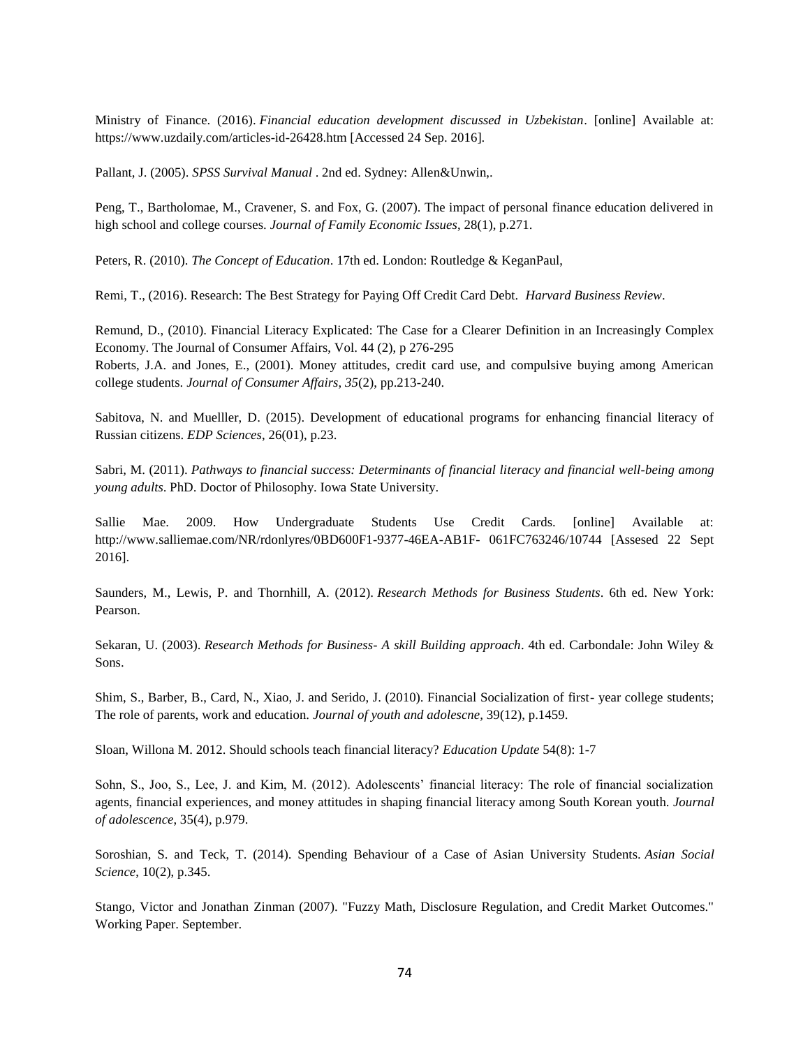Ministry of Finance. (2016). *Financial education development discussed in Uzbekistan*. [online] Available at: https://www.uzdaily.com/articles-id-26428.htm [Accessed 24 Sep. 2016].

Pallant, J. (2005). *SPSS Survival Manual* . 2nd ed. Sydney: Allen&Unwin,.

Peng, T., Bartholomae, M., Cravener, S. and Fox, G. (2007). The impact of personal finance education delivered in high school and college courses. *Journal of Family Economic Issues*, 28(1), p.271.

Peters, R. (2010). *The Concept of Education*. 17th ed. London: Routledge & KeganPaul,

Remi, T., (2016). Research: The Best Strategy for Paying Off Credit Card Debt. *Harvard Business Review*.

Remund, D., (2010). Financial Literacy Explicated: The Case for a Clearer Definition in an Increasingly Complex Economy. The Journal of Consumer Affairs, Vol. 44 (2), p 276-295

Roberts, J.A. and Jones, E., (2001). Money attitudes, credit card use, and compulsive buying among American college students. *Journal of Consumer Affairs*, *35*(2), pp.213-240.

Sabitova, N. and Muelller, D. (2015). Development of educational programs for enhancing financial literacy of Russian citizens. *EDP Sciences*, 26(01), p.23.

Sabri, M. (2011). *Pathways to financial success: Determinants of financial literacy and financial well-being among young adults*. PhD. Doctor of Philosophy. Iowa State University.

Sallie Mae. 2009. How Undergraduate Students Use Credit Cards. [online] Available at: http://www.salliemae.com/NR/rdonlyres/0BD600F1-9377-46EA-AB1F- 061FC763246/10744 [Assesed 22 Sept 2016].

Saunders, M., Lewis, P. and Thornhill, A. (2012). *Research Methods for Business Students*. 6th ed. New York: Pearson.

Sekaran, U. (2003). *Research Methods for Business- A skill Building approach*. 4th ed. Carbondale: John Wiley & Sons.

Shim, S., Barber, B., Card, N., Xiao, J. and Serido, J. (2010). Financial Socialization of first- year college students; The role of parents, work and education. *Journal of youth and adolescne*, 39(12), p.1459.

Sloan, Willona M. 2012. Should schools teach financial literacy? *Education Update* 54(8): 1-7

Sohn, S., Joo, S., Lee, J. and Kim, M. (2012). Adolescents' financial literacy: The role of financial socialization agents, financial experiences, and money attitudes in shaping financial literacy among South Korean youth. *Journal of adolescence*, 35(4), p.979.

Soroshian, S. and Teck, T. (2014). Spending Behaviour of a Case of Asian University Students. *Asian Social Science*, 10(2), p.345.

Stango, Victor and Jonathan Zinman (2007). "Fuzzy Math, Disclosure Regulation, and Credit Market Outcomes." Working Paper. September.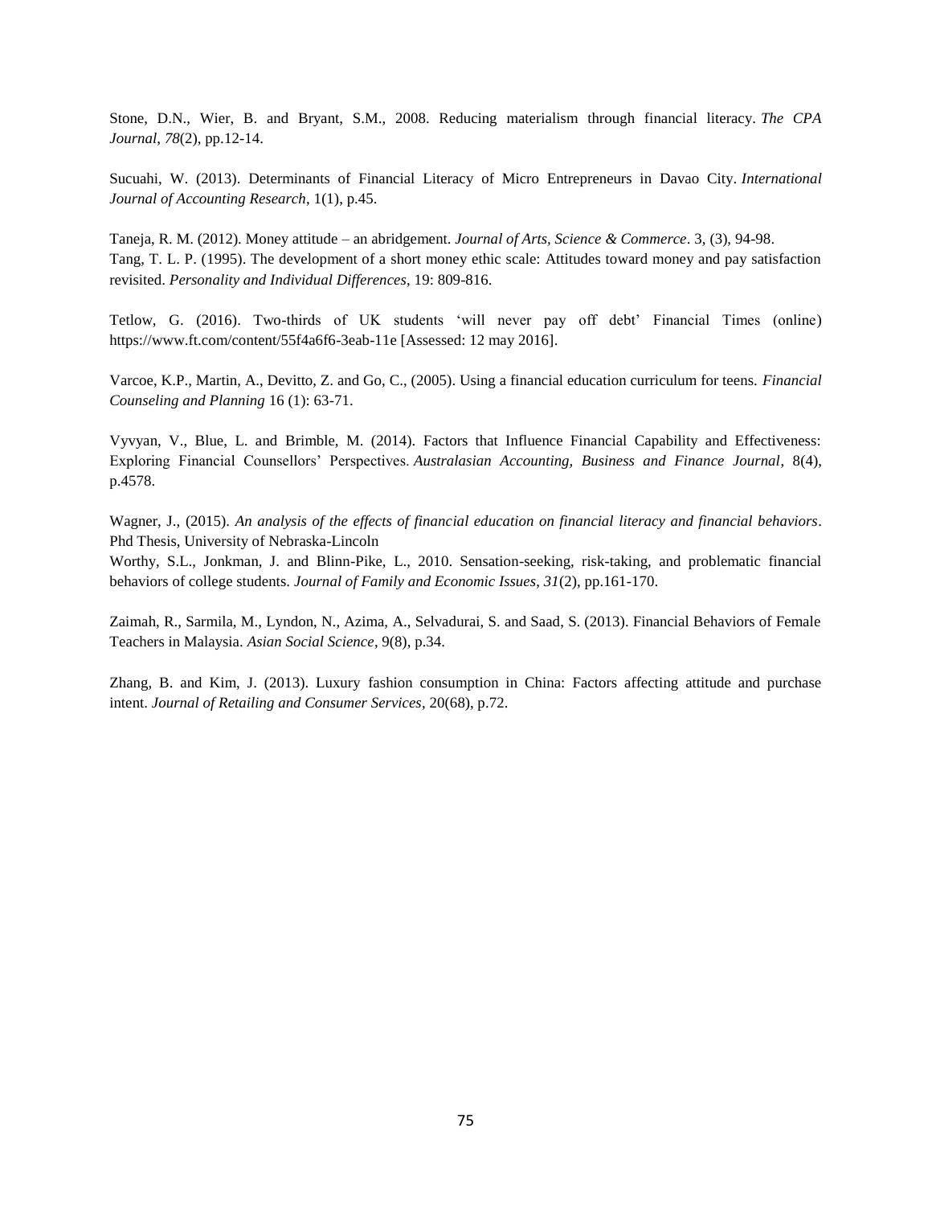Stone, D.N., Wier, B. and Bryant, S.M., 2008. Reducing materialism through financial literacy. *The CPA Journal*, *78*(2), pp.12-14.

Sucuahi, W. (2013). Determinants of Financial Literacy of Micro Entrepreneurs in Davao City. *International Journal of Accounting Research*, 1(1), p.45.

Taneja, R. M. (2012). Money attitude – an abridgement. *Journal of Arts, Science & Commerce*. 3, (3), 94-98.

Tang, T. L. P. (1995). The development of a short money ethic scale: Attitudes toward money and pay satisfaction revisited. *Personality and Individual Differences*, 19: 809-816.

Tetlow, G. (2016). Two-thirds of UK students 'will never pay off debt' Financial Times (online) https://www.ft.com/content/55f4a6f6-3eab-11e [Assessed: 12 may 2016].

Varcoe, K.P., Martin, A., Devitto, Z. and Go, C., (2005). Using a financial education curriculum for teens. *Financial Counseling and Planning* 16 (1): 63-71.

Vyvyan, V., Blue, L. and Brimble, M. (2014). Factors that Influence Financial Capability and Effectiveness: Exploring Financial Counsellors' Perspectives. *Australasian Accounting, Business and Finance Journal*, 8(4), p.4578.

Wagner, J., (2015). *An analysis of the effects of financial education on financial literacy and financial behaviors*. Phd Thesis, University of Nebraska-Lincoln

Worthy, S.L., Jonkman, J. and Blinn-Pike, L., 2010. Sensation-seeking, risk-taking, and problematic financial behaviors of college students. *Journal of Family and Economic Issues*, *31*(2), pp.161-170.

Zaimah, R., Sarmila, M., Lyndon, N., Azima, A., Selvadurai, S. and Saad, S. (2013). Financial Behaviors of Female Teachers in Malaysia. *Asian Social Science*, 9(8), p.34.

Zhang, B. and Kim, J. (2013). Luxury fashion consumption in China: Factors affecting attitude and purchase intent. *Journal of Retailing and Consumer Services*, 20(68), p.72.